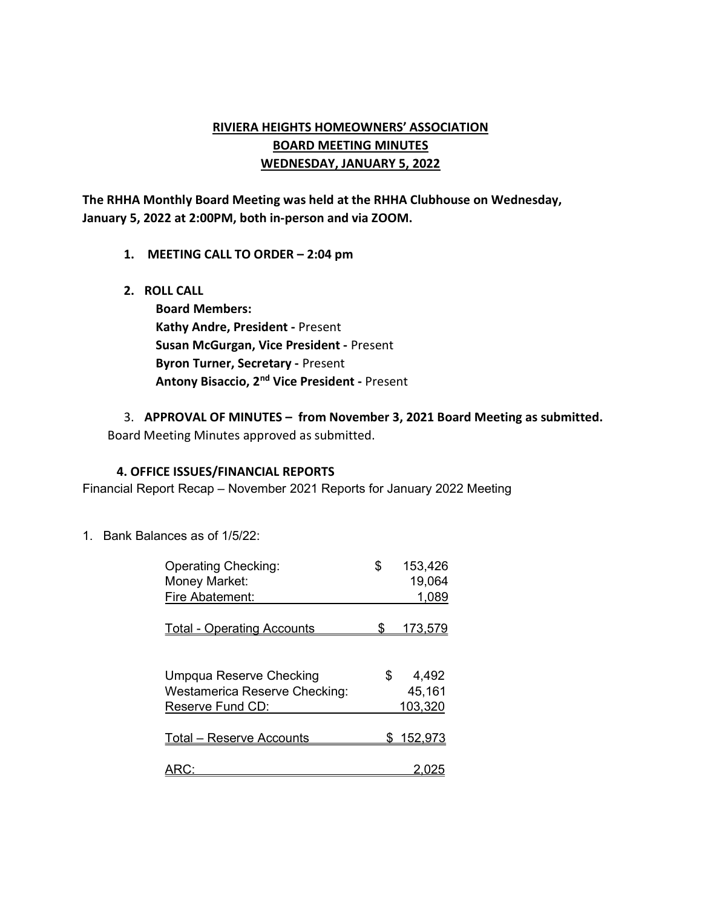# RIVIERA HEIGHTS HOMEOWNERS' ASSOCIATION
## BOARD MEETING MINUTES
## WEDNESDAY, JANUARY 5, 2022

**The RHHA Monthly Board Meeting was held at the RHHA Clubhouse on Wednesday, January 5, 2022 at 2:00PM, both in-person and via ZOOM.**

1. **MEETING CALL TO ORDER – 2:04 pm**

2. **ROLL CALL**

   **Board Members:**
   **Kathy Andre, President -** Present
   **Susan McGurgan, Vice President -** Present
   **Byron Turner, Secretary -** Present
   **Antony Bisaccio, 2nd Vice President -** Present

3. **APPROVAL OF MINUTES – from November 3, 2021 Board Meeting as submitted.**
   Board Meeting Minutes approved as submitted.

**4. OFFICE ISSUES/FINANCIAL REPORTS**

Financial Report Recap – November 2021 Reports for January 2022 Meeting

1. Bank Balances as of 1/5/22:

| Account | Amount |
|---|---|
| Operating Checking: | $ 153,426 |
| Money Market: | 19,064 |
| Fire Abatement: | 1,089 |
| Total - Operating Accounts | $ 173,579 |
| | |
| Umpqua Reserve Checking | $ 4,492 |
| Westamerica Reserve Checking: | 45,161 |
| Reserve Fund CD: | 103,320 |
| Total – Reserve Accounts | $ 152,973 |
| | |
| ARC: | 2,025 |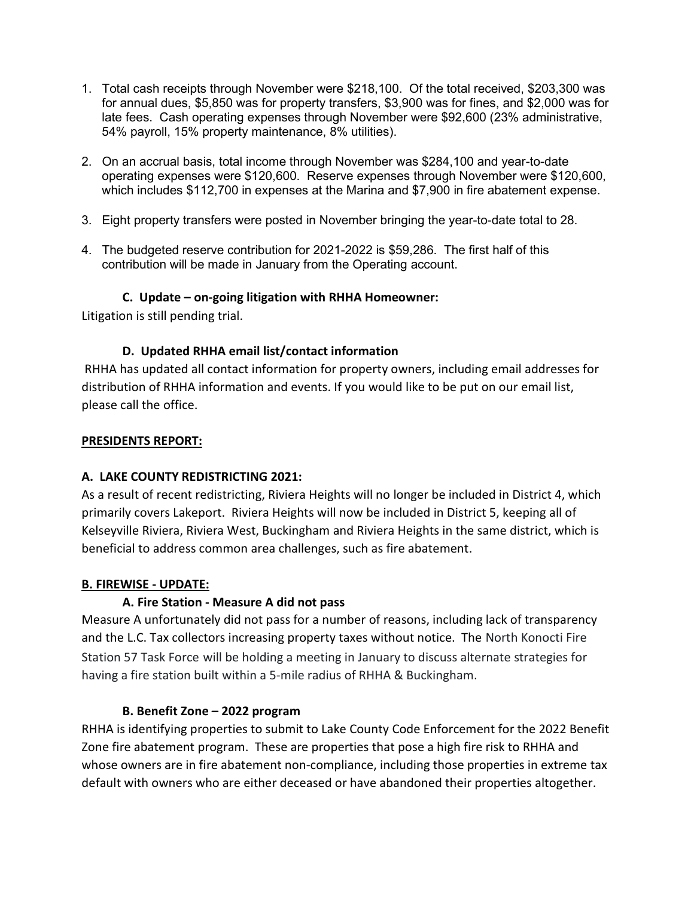1. Total cash receipts through November were $218,100. Of the total received, $203,300 was for annual dues, $5,850 was for property transfers, $3,900 was for fines, and $2,000 was for late fees. Cash operating expenses through November were $92,600 (23% administrative, 54% payroll, 15% property maintenance, 8% utilities).

2. On an accrual basis, total income through November was $284,100 and year-to-date operating expenses were $120,600. Reserve expenses through November were $120,600, which includes $112,700 in expenses at the Marina and $7,900 in fire abatement expense.

3. Eight property transfers were posted in November bringing the year-to-date total to 28.

4. The budgeted reserve contribution for 2021-2022 is $59,286. The first half of this contribution will be made in January from the Operating account.

### C. Update – on-going litigation with RHHA Homeowner:

Litigation is still pending trial.

### D. Updated RHHA email list/contact information

RHHA has updated all contact information for property owners, including email addresses for distribution of RHHA information and events. If you would like to be put on our email list, please call the office.

## PRESIDENTS REPORT:

### A. LAKE COUNTY REDISTRICTING 2021:

As a result of recent redistricting, Riviera Heights will no longer be included in District 4, which primarily covers Lakeport. Riviera Heights will now be included in District 5, keeping all of Kelseyville Riviera, Riviera West, Buckingham and Riviera Heights in the same district, which is beneficial to address common area challenges, such as fire abatement.

### B. FIREWISE - UPDATE:

#### A. Fire Station - Measure A did not pass

Measure A unfortunately did not pass for a number of reasons, including lack of transparency and the L.C. Tax collectors increasing property taxes without notice. The North Konocti Fire Station 57 Task Force will be holding a meeting in January to discuss alternate strategies for having a fire station built within a 5-mile radius of RHHA & Buckingham.

#### B. Benefit Zone – 2022 program

RHHA is identifying properties to submit to Lake County Code Enforcement for the 2022 Benefit Zone fire abatement program. These are properties that pose a high fire risk to RHHA and whose owners are in fire abatement non-compliance, including those properties in extreme tax default with owners who are either deceased or have abandoned their properties altogether.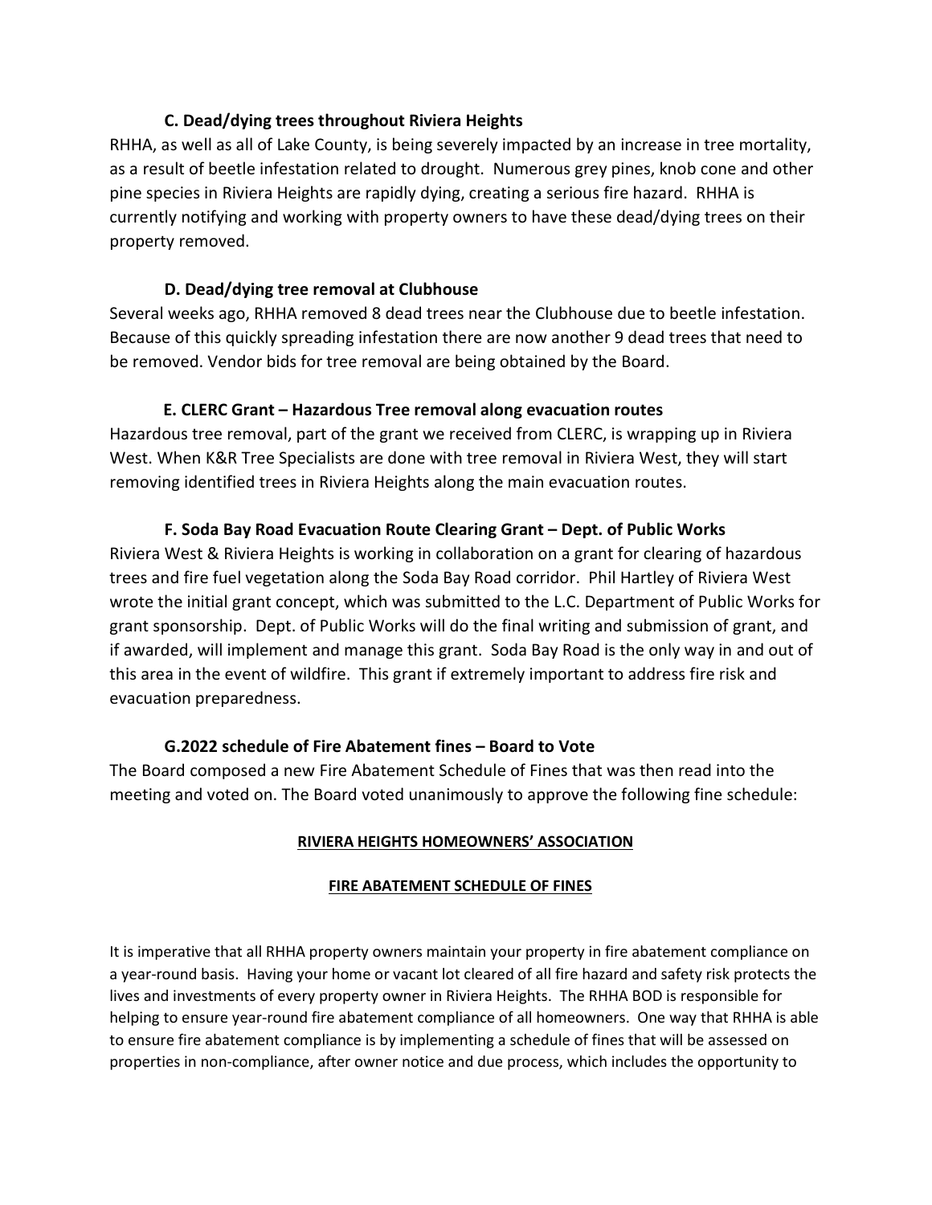### C. Dead/dying trees throughout Riviera Heights

RHHA, as well as all of Lake County, is being severely impacted by an increase in tree mortality, as a result of beetle infestation related to drought. Numerous grey pines, knob cone and other pine species in Riviera Heights are rapidly dying, creating a serious fire hazard. RHHA is currently notifying and working with property owners to have these dead/dying trees on their property removed.

### D. Dead/dying tree removal at Clubhouse

Several weeks ago, RHHA removed 8 dead trees near the Clubhouse due to beetle infestation. Because of this quickly spreading infestation there are now another 9 dead trees that need to be removed. Vendor bids for tree removal are being obtained by the Board.

### E. CLERC Grant – Hazardous Tree removal along evacuation routes

Hazardous tree removal, part of the grant we received from CLERC, is wrapping up in Riviera West. When K&R Tree Specialists are done with tree removal in Riviera West, they will start removing identified trees in Riviera Heights along the main evacuation routes.

### F. Soda Bay Road Evacuation Route Clearing Grant – Dept. of Public Works

Riviera West & Riviera Heights is working in collaboration on a grant for clearing of hazardous trees and fire fuel vegetation along the Soda Bay Road corridor. Phil Hartley of Riviera West wrote the initial grant concept, which was submitted to the L.C. Department of Public Works for grant sponsorship. Dept. of Public Works will do the final writing and submission of grant, and if awarded, will implement and manage this grant. Soda Bay Road is the only way in and out of this area in the event of wildfire. This grant if extremely important to address fire risk and evacuation preparedness.

### G.2022 schedule of Fire Abatement fines – Board to Vote

The Board composed a new Fire Abatement Schedule of Fines that was then read into the meeting and voted on. The Board voted unanimously to approve the following fine schedule:

**RIVIERA HEIGHTS HOMEOWNERS' ASSOCIATION**

**FIRE ABATEMENT SCHEDULE OF FINES**

It is imperative that all RHHA property owners maintain your property in fire abatement compliance on a year-round basis. Having your home or vacant lot cleared of all fire hazard and safety risk protects the lives and investments of every property owner in Riviera Heights. The RHHA BOD is responsible for helping to ensure year-round fire abatement compliance of all homeowners. One way that RHHA is able to ensure fire abatement compliance is by implementing a schedule of fines that will be assessed on properties in non-compliance, after owner notice and due process, which includes the opportunity to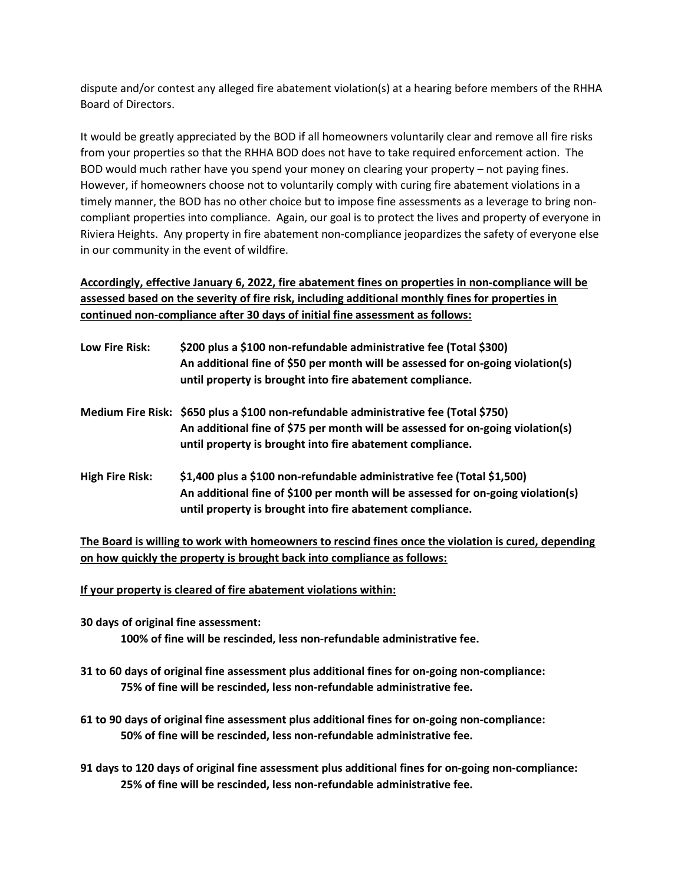dispute and/or contest any alleged fire abatement violation(s) at a hearing before members of the RHHA Board of Directors.

It would be greatly appreciated by the BOD if all homeowners voluntarily clear and remove all fire risks from your properties so that the RHHA BOD does not have to take required enforcement action. The BOD would much rather have you spend your money on clearing your property – not paying fines. However, if homeowners choose not to voluntarily comply with curing fire abatement violations in a timely manner, the BOD has no other choice but to impose fine assessments as a leverage to bring non-compliant properties into compliance. Again, our goal is to protect the lives and property of everyone in Riviera Heights. Any property in fire abatement non-compliance jeopardizes the safety of everyone else in our community in the event of wildfire.

**Accordingly, effective January 6, 2022, fire abatement fines on properties in non-compliance will be assessed based on the severity of fire risk, including additional monthly fines for properties in continued non-compliance after 30 days of initial fine assessment as follows:**

**Low Fire Risk:** **$200 plus a $100 non-refundable administrative fee (Total $300)**
**An additional fine of $50 per month will be assessed for on-going violation(s) until property is brought into fire abatement compliance.**

**Medium Fire Risk:** **$650 plus a $100 non-refundable administrative fee (Total $750)**
**An additional fine of $75 per month will be assessed for on-going violation(s) until property is brought into fire abatement compliance.**

**High Fire Risk:** **$1,400 plus a $100 non-refundable administrative fee (Total $1,500)**
**An additional fine of $100 per month will be assessed for on-going violation(s) until property is brought into fire abatement compliance.**

**The Board is willing to work with homeowners to rescind fines once the violation is cured, depending on how quickly the property is brought back into compliance as follows:**

**If your property is cleared of fire abatement violations within:**

**30 days of original fine assessment:**
**100% of fine will be rescinded, less non-refundable administrative fee.**

**31 to 60 days of original fine assessment plus additional fines for on-going non-compliance:**
**75% of fine will be rescinded, less non-refundable administrative fee.**

**61 to 90 days of original fine assessment plus additional fines for on-going non-compliance:**
**50% of fine will be rescinded, less non-refundable administrative fee.**

**91 days to 120 days of original fine assessment plus additional fines for on-going non-compliance:**
**25% of fine will be rescinded, less non-refundable administrative fee.**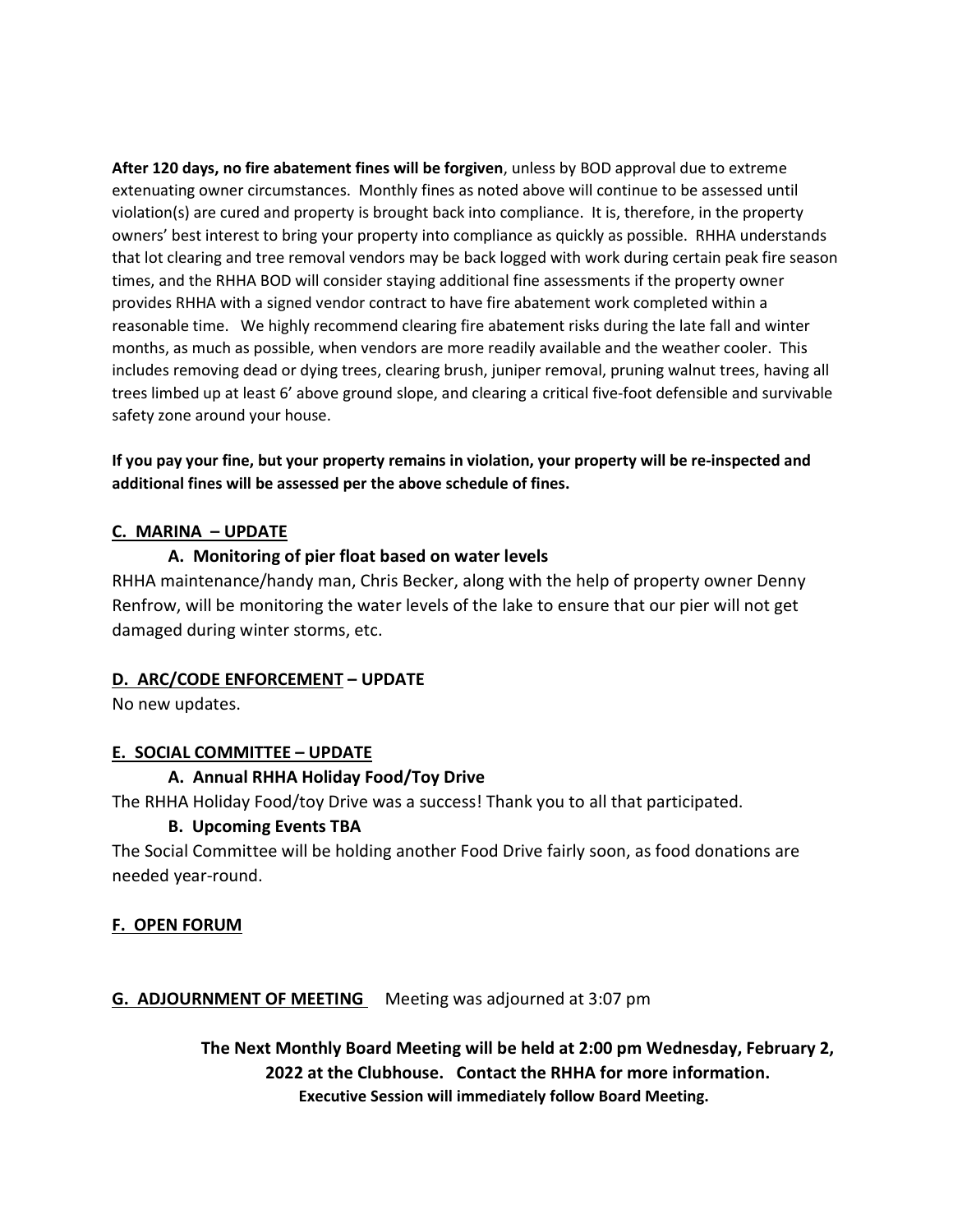**After 120 days, no fire abatement fines will be forgiven**, unless by BOD approval due to extreme extenuating owner circumstances. Monthly fines as noted above will continue to be assessed until violation(s) are cured and property is brought back into compliance. It is, therefore, in the property owners' best interest to bring your property into compliance as quickly as possible. RHHA understands that lot clearing and tree removal vendors may be back logged with work during certain peak fire season times, and the RHHA BOD will consider staying additional fine assessments if the property owner provides RHHA with a signed vendor contract to have fire abatement work completed within a reasonable time. We highly recommend clearing fire abatement risks during the late fall and winter months, as much as possible, when vendors are more readily available and the weather cooler. This includes removing dead or dying trees, clearing brush, juniper removal, pruning walnut trees, having all trees limbed up at least 6' above ground slope, and clearing a critical five-foot defensible and survivable safety zone around your house.

**If you pay your fine, but your property remains in violation, your property will be re-inspected and additional fines will be assessed per the above schedule of fines.**

## C. MARINA – UPDATE

### A. Monitoring of pier float based on water levels

RHHA maintenance/handy man, Chris Becker, along with the help of property owner Denny Renfrow, will be monitoring the water levels of the lake to ensure that our pier will not get damaged during winter storms, etc.

## D. ARC/CODE ENFORCEMENT – UPDATE

No new updates.

## E. SOCIAL COMMITTEE – UPDATE

### A. Annual RHHA Holiday Food/Toy Drive

The RHHA Holiday Food/toy Drive was a success! Thank you to all that participated.

### B. Upcoming Events TBA

The Social Committee will be holding another Food Drive fairly soon, as food donations are needed year-round.

## F. OPEN FORUM

## G. ADJOURNMENT OF MEETING

Meeting was adjourned at 3:07 pm

**The Next Monthly Board Meeting will be held at 2:00 pm Wednesday, February 2, 2022 at the Clubhouse. Contact the RHHA for more information.**

**Executive Session will immediately follow Board Meeting.**